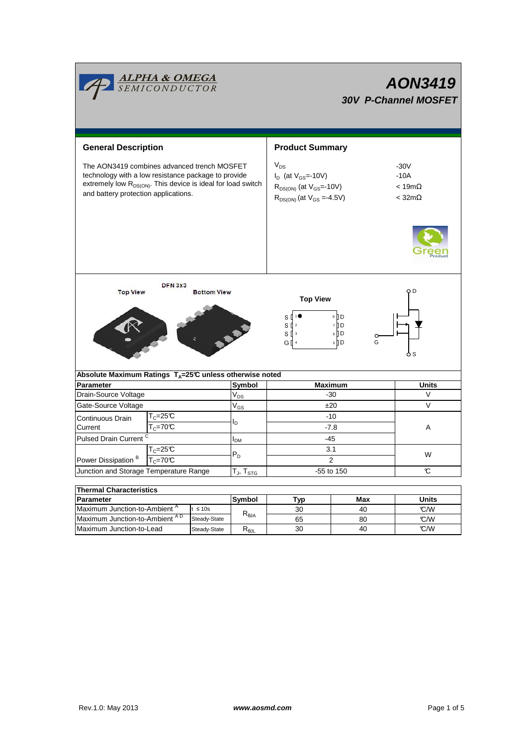ALPHA & OMEGA SEMICONDUCTOR

# AON3419

## 30V P-Channel MOSFET

## General Description

The AON3419 combines advanced trench MOSFET technology with a low resistance package to provide extremely low $R_{DS(ON)}$. This device is ideal for load switch and battery protection applications.

## Product Summary

| | |
|---|---|
| $V_{DS}$ | -30V |
| $I_D$ (at $V_{GS}$=-10V) | -10A |
| $R_{DS(ON)}$ (at $V_{GS}$=-10V) | < 19mΩ |
| $R_{DS(ON)}$ (at $V_{GS}$ =-4.5V) | < 32mΩ |

Green Product

DFN 3x3

Top View    Bottom View

Top View

S 1    8 D
S 2    7 D
S 3    6 D
G 4    5 D

D
G
S

**Absolute Maximum Ratings $T_A$=25°C unless otherwise noted**

| Parameter | | Symbol | Maximum | Units |
|---|---|---|---|---|
| Drain-Source Voltage | | $V_{DS}$ | -30 | V |
| Gate-Source Voltage | | $V_{GS}$ | ±20 | V |
| Continuous Drain Current | $T_C$=25°C | $I_D$ | -10 | A |
| | $T_C$=70°C | | -7.8 | |
| Pulsed Drain Current [C] | | $I_{DM}$ | -45 | |
| Power Dissipation [B] | $T_C$=25°C | $P_D$ | 3.1 | W |
| | $T_C$=70°C | | 2 | |
| Junction and Storage Temperature Range | | $T_J$, $T_{STG}$ | -55 to 150 | °C |

| Thermal Characteristics | | | | | |
|---|---|---|---|---|---|
| **Parameter** | | **Symbol** | **Typ** | **Max** | **Units** |
| Maximum Junction-to-Ambient [A] | t ≤ 10s | $R_{\theta JA}$ | 30 | 40 | °C/W |
| Maximum Junction-to-Ambient [A D] | Steady-State | | 65 | 80 | °C/W |
| Maximum Junction-to-Lead | Steady-State | $R_{\theta JL}$ | 30 | 40 | °C/W |

Rev.1.0: May 2013    www.aosmd.com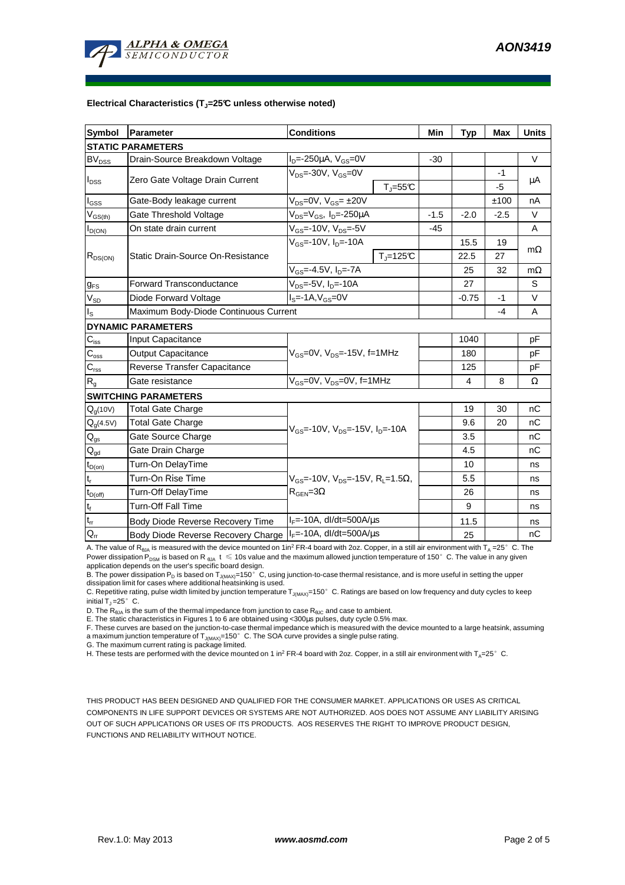**Electrical Characteristics ($T_J$=25°C unless otherwise noted)**

| Symbol | Parameter | Conditions | | Min | Typ | Max | Units |
|---|---|---|---|---|---|---|---|
| **STATIC PARAMETERS** | | | | | | | |
| $BV_{DSS}$ | Drain-Source Breakdown Voltage | $I_D$=-250µA, $V_{GS}$=0V | | -30 | | | V |
| $I_{DSS}$ | Zero Gate Voltage Drain Current | $V_{DS}$=-30V, $V_{GS}$=0V | | | | -1 | µA |
| | | | $T_J$=55°C | | | -5 | |
| $I_{GSS}$ | Gate-Body leakage current | $V_{DS}$=0V, $V_{GS}$= ±20V | | | | ±100 | nA |
| $V_{GS(th)}$ | Gate Threshold Voltage | $V_{DS}$=$V_{GS}$, $I_D$=-250µA | | -1.5 | -2.0 | -2.5 | V |
| $I_{D(ON)}$ | On state drain current | $V_{GS}$=-10V, $V_{DS}$=-5V | | -45 | | | A |
| $R_{DS(ON)}$ | Static Drain-Source On-Resistance | $V_{GS}$=-10V, $I_D$=-10A | | | 15.5 | 19 | mΩ |
| | | | $T_J$=125°C | | 22.5 | 27 | |
| | | $V_{GS}$=-4.5V, $I_D$=-7A | | | 25 | 32 | mΩ |
| $g_{FS}$ | Forward Transconductance | $V_{DS}$=-5V, $I_D$=-10A | | | 27 | | S |
| $V_{SD}$ | Diode Forward Voltage | $I_S$=-1A,$V_{GS}$=0V | | | -0.75 | -1 | V |
| $I_S$ | Maximum Body-Diode Continuous Current | | | | | -4 | A |
| **DYNAMIC PARAMETERS** | | | | | | | |
| $C_{iss}$ | Input Capacitance | $V_{GS}$=0V, $V_{DS}$=-15V, f=1MHz | | | 1040 | | pF |
| $C_{oss}$ | Output Capacitance | | | | 180 | | pF |
| $C_{rss}$ | Reverse Transfer Capacitance | | | | 125 | | pF |
| $R_g$ | Gate resistance | $V_{GS}$=0V, $V_{DS}$=0V, f=1MHz | | | 4 | 8 | Ω |
| **SWITCHING PARAMETERS** | | | | | | | |
| $Q_g$(10V) | Total Gate Charge | $V_{GS}$=-10V, $V_{DS}$=-15V, $I_D$=-10A | | | 19 | 30 | nC |
| $Q_g$(4.5V) | Total Gate Charge | | | | 9.6 | 20 | nC |
| $Q_{gs}$ | Gate Source Charge | | | | 3.5 | | nC |
| $Q_{gd}$ | Gate Drain Charge | | | | 4.5 | | nC |
| $t_{D(on)}$ | Turn-On DelayTime | $V_{GS}$=-10V, $V_{DS}$=-15V, $R_L$=1.5Ω, $R_{GEN}$=3Ω | | | 10 | | ns |
| $t_r$ | Turn-On Rise Time | | | | 5.5 | | ns |
| $t_{D(off)}$ | Turn-Off DelayTime | | | | 26 | | ns |
| $t_f$ | Turn-Off Fall Time | | | | 9 | | ns |
| $t_{rr}$ | Body Diode Reverse Recovery Time | $I_F$=-10A, dI/dt=500A/µs | | | 11.5 | | ns |
| $Q_{rr}$ | Body Diode Reverse Recovery Charge | $I_F$=-10A, dI/dt=500A/µs | | | 25 | | nC |

A. The value of $R_{\theta JA}$ is measured with the device mounted on 1in² FR-4 board with 2oz. Copper, in a still air environment with $T_A$ =25°C. The Power dissipation $P_{DSM}$ is based on $R_{\theta JA}$ t ≤ 10s value and the maximum allowed junction temperature of 150°C. The value in any given application depends on the user's specific board design.
B. The power dissipation $P_D$ is based on $T_{J(MAX)}$=150°C, using junction-to-case thermal resistance, and is more useful in setting the upper dissipation limit for cases where additional heatsinking is used.
C. Repetitive rating, pulse width limited by junction temperature $T_{J(MAX)}$=150°C. Ratings are based on low frequency and duty cycles to keep initial $T_J$ =25°C.
D. The $R_{\theta JA}$ is the sum of the thermal impedance from junction to case $R_{\theta JC}$ and case to ambient.
E. The static characteristics in Figures 1 to 6 are obtained using <300µs pulses, duty cycle 0.5% max.
F. These curves are based on the junction-to-case thermal impedance which is measured with the device mounted to a large heatsink, assuming a maximum junction temperature of $T_{J(MAX)}$=150°C. The SOA curve provides a single pulse rating.
G. The maximum current rating is package limited.
H. These tests are performed with the device mounted on 1 in² FR-4 board with 2oz. Copper, in a still air environment with $T_A$=25°C.

THIS PRODUCT HAS BEEN DESIGNED AND QUALIFIED FOR THE CONSUMER MARKET. APPLICATIONS OR USES AS CRITICAL COMPONENTS IN LIFE SUPPORT DEVICES OR SYSTEMS ARE NOT AUTHORIZED. AOS DOES NOT ASSUME ANY LIABILITY ARISING OUT OF SUCH APPLICATIONS OR USES OF ITS PRODUCTS. AOS RESERVES THE RIGHT TO IMPROVE PRODUCT DESIGN, FUNCTIONS AND RELIABILITY WITHOUT NOTICE.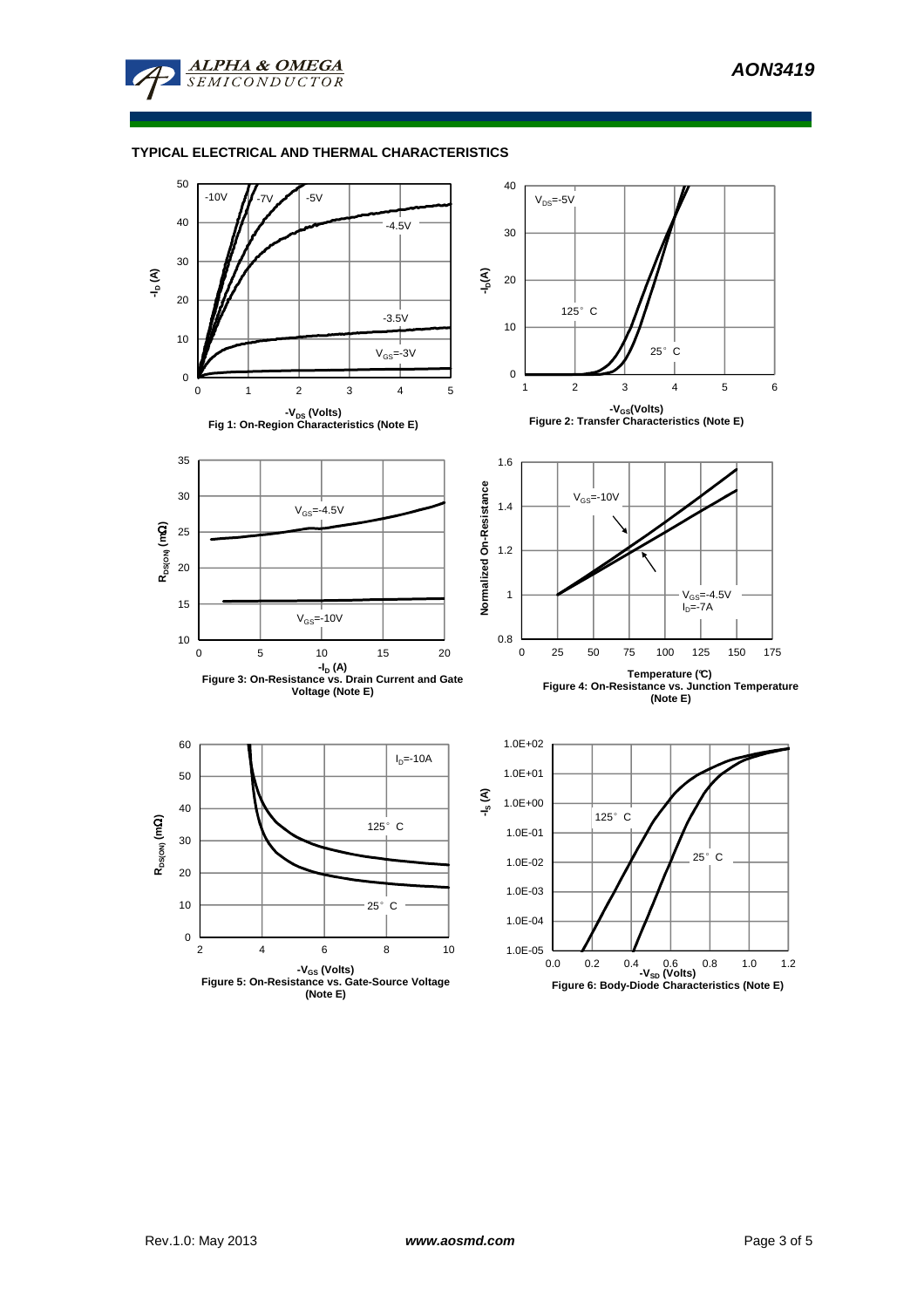## TYPICAL ELECTRICAL AND THERMAL CHARACTERISTICS

50
40
30
20
10
0

$-I_D$ (A)

0 1 2 3 4 5

-10V
-7V
-5V
-4.5V
-3.5V
$V_{GS}$=-3V

$-V_{DS}$ (Volts)

Fig 1: On-Region Characteristics (Note E)

40
30
20
10
0

$-I_D$(A)

1 2 3 4 5 6

$V_{DS}$=-5V
125° C
25° C

$-V_{GS}$(Volts)

Figure 2: Transfer Characteristics (Note E)

35
30
25
20
15
10

$R_{DS(ON)}$ (mΩ)

0 5 10 15 20

$V_{GS}$=-4.5V
$V_{GS}$=-10V

$-I_D$ (A)

Figure 3: On-Resistance vs. Drain Current and Gate Voltage (Note E)

1.6
1.4
1.2
1
0.8

Normalized On-Resistance

0 25 50 75 100 125 150 175

$V_{GS}$=-10V
$V_{GS}$=-4.5V
$I_D$=-7A

Temperature (°C)

Figure 4: On-Resistance vs. Junction Temperature (Note E)

60
50
40
30
20
10
0

$R_{DS(ON)}$ (mΩ)

2 4 6 8 10

$I_D$=-10A
125° C
25° C

$-V_{GS}$ (Volts)

Figure 5: On-Resistance vs. Gate-Source Voltage (Note E)

1.0E+02
1.0E+01
1.0E+00
1.0E-01
1.0E-02
1.0E-03
1.0E-04
1.0E-05

$-I_S$ (A)

0.0 0.2 0.4 0.6 0.8 1.0 1.2

125° C
25° C

$-V_{SD}$ (Volts)

Figure 6: Body-Diode Characteristics (Note E)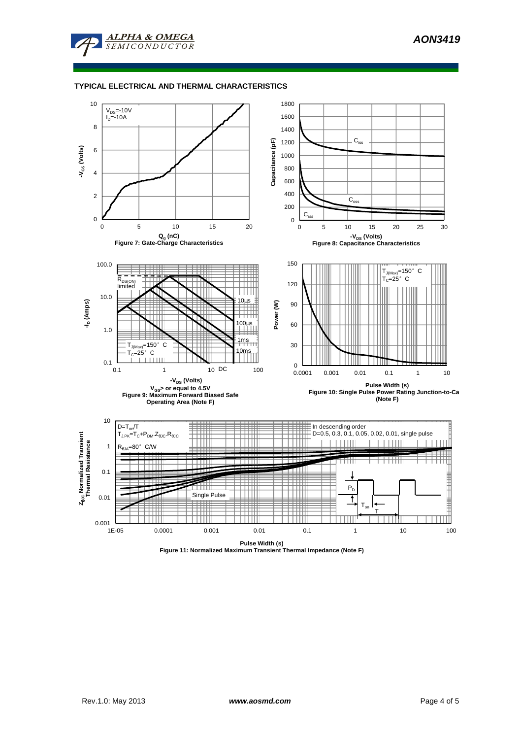## TYPICAL ELECTRICAL AND THERMAL CHARACTERISTICS

$V_{DS}$=-10V
$I_D$=-10A

$-V_{GS}$ (Volts)

0
2
4
6
8
10

0
5
10
15
20

$Q_g$ (nC)

Figure 7: Gate-Charge Characteristics

Capacitance (pF)

0
200
400
600
800
1000
1200
1400
1600
1800

$C_{iss}$
$C_{oss}$
$C_{rss}$

0
5
10
15
20
25
30

$-V_{DS}$ (Volts)

Figure 8: Capacitance Characteristics

$-I_D$ (Amps)

0.1
1.0
10.0
100.0

$R_{DS(ON)}$ limited

10µs
100µs
1ms
10ms
DC

$T_{J(Max)}$=150° C
$T_C$=25° C

0.1
1
10
100

$-V_{DS}$ (Volts)

$V_{GS}$> or equal to 4.5V

Figure 9: Maximum Forward Biased Safe Operating Area (Note F)

Power (W)

0
30
60
90
120
150

$T_{J(Max)}$=150° C
$T_C$=25° C

0.0001
0.001
0.01
0.1
1
10

Pulse Width (s)

Figure 10: Single Pulse Power Rating Junction-to-Case (Note F)

$Z_{\theta JC}$ Normalized Transient Thermal Resistance

0.001
0.01
0.1
1
10

$D=T_{on}/T$
$T_{J,PK}=T_C+P_{DM}.Z_{\theta JC}.R_{\theta JC}$
$R_{\theta JA}$=80° C/W

In descending order
D=0.5, 0.3, 0.1, 0.05, 0.02, 0.01, single pulse

Single Pulse

$P_D$
$T_{on}$
T

1E-05
0.0001
0.001
0.01
0.1
1
10
100

Pulse Width (s)

Figure 11: Normalized Maximum Transient Thermal Impedance (Note F)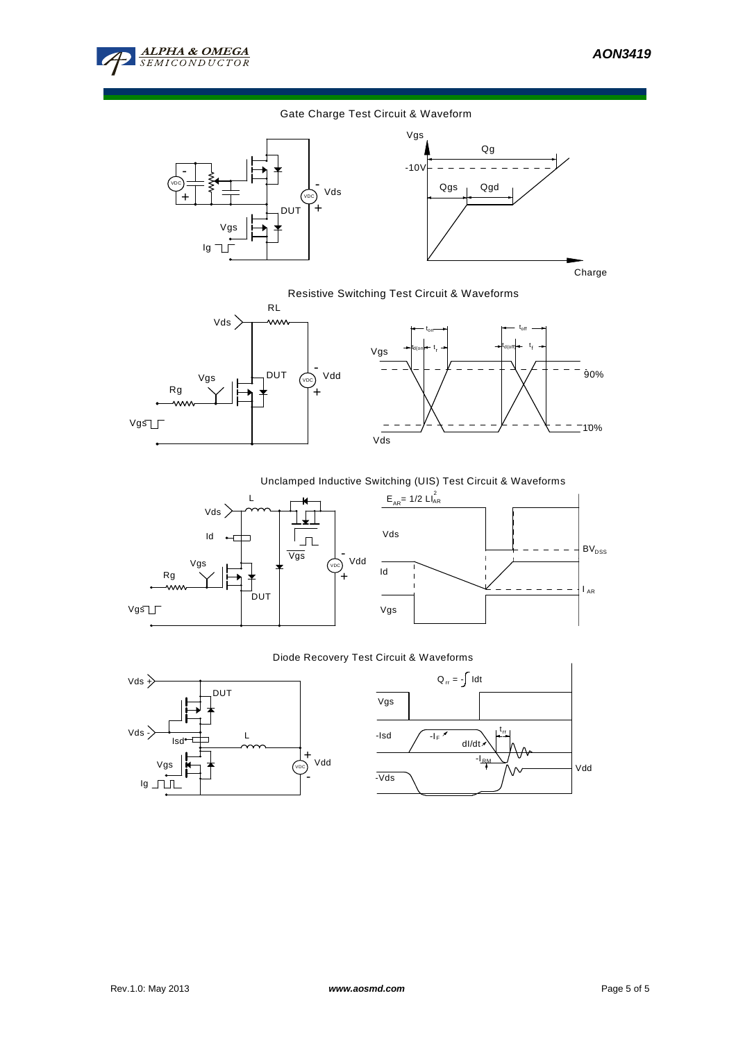## Gate Charge Test Circuit & Waveform

VDC
-
+
VDC
-
Vds
+
DUT
Vgs
Ig

Vgs
Qg
-10V
Qgs
Qgd
Charge

## Resistive Switching Test Circuit & Waveforms

RL
Vds
Vgs
DUT
VDC
-
Vdd
+
Rg
Vgs

$t_{on}$
$t_{d(on)}$
$t_r$
$t_{off}$
$t_{d(off)}$
$t_f$
Vgs
90%
10%
Vds

## Unclamped Inductive Switching (UIS) Test Circuit & Waveforms

L
Vds
Id
Vgs
Vgs
VDC
-
Vdd
+
Rg
DUT
Vgs

$E_{AR} = 1/2\ LI_{AR}^2$
Vds
$BV_{DSS}$
Id
$I_{AR}$
Vgs

## Diode Recovery Test Circuit & Waveforms

Vds +
DUT
Vds -
Isd
L
+
Vdd
VDC
-
Vgs
Ig

$Q_{rr} = -\int Idt$
Vgs
-Isd
$-I_F$
dI/dt
$t_{rr}$
$-I_{RM}$
Vdd
-Vds